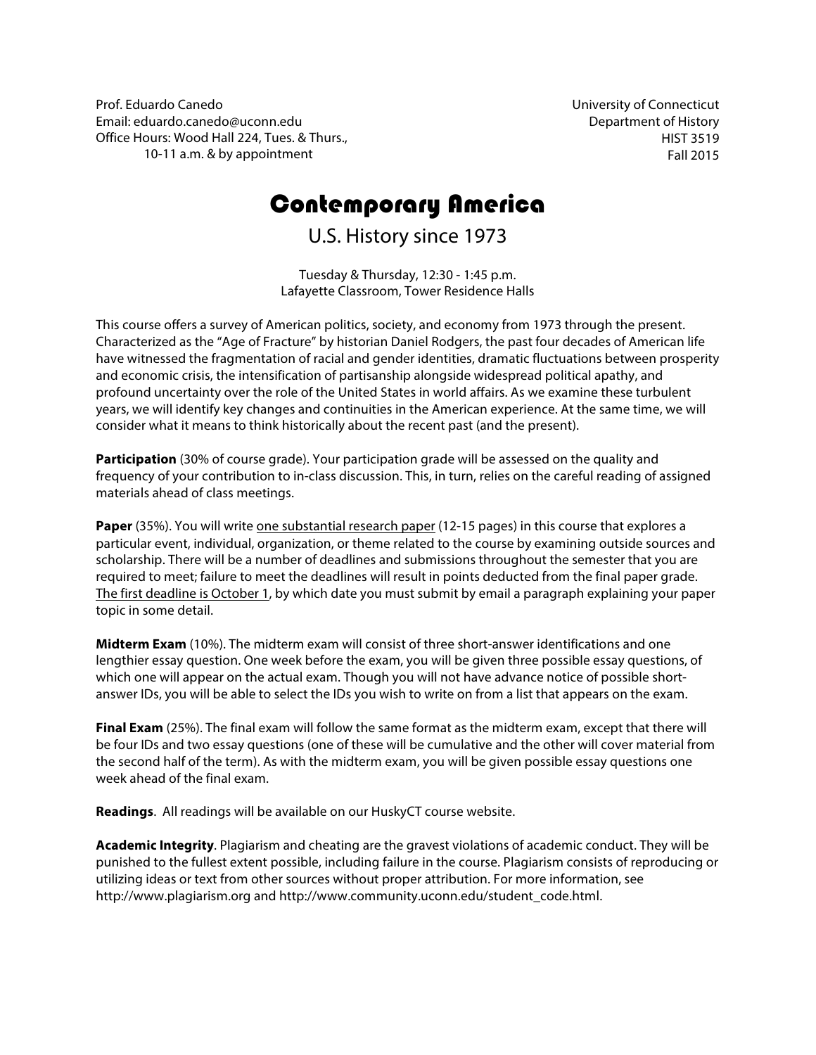Prof. Eduardo Canedo
Email: eduardo.canedo@uconn.edu
Office Hours: Wood Hall 224, Tues. & Thurs., 10-11 a.m. & by appointment

University of Connecticut
Department of History
HIST 3519
Fall 2015

# Contemporary America

## U.S. History since 1973

Tuesday & Thursday, 12:30 - 1:45 p.m.
Lafayette Classroom, Tower Residence Halls

This course offers a survey of American politics, society, and economy from 1973 through the present. Characterized as the "Age of Fracture" by historian Daniel Rodgers, the past four decades of American life have witnessed the fragmentation of racial and gender identities, dramatic fluctuations between prosperity and economic crisis, the intensification of partisanship alongside widespread political apathy, and profound uncertainty over the role of the United States in world affairs. As we examine these turbulent years, we will identify key changes and continuities in the American experience. At the same time, we will consider what it means to think historically about the recent past (and the present).

**Participation** (30% of course grade). Your participation grade will be assessed on the quality and frequency of your contribution to in-class discussion. This, in turn, relies on the careful reading of assigned materials ahead of class meetings.

**Paper** (35%). You will write one substantial research paper (12-15 pages) in this course that explores a particular event, individual, organization, or theme related to the course by examining outside sources and scholarship. There will be a number of deadlines and submissions throughout the semester that you are required to meet; failure to meet the deadlines will result in points deducted from the final paper grade. The first deadline is October 1, by which date you must submit by email a paragraph explaining your paper topic in some detail.

**Midterm Exam** (10%). The midterm exam will consist of three short-answer identifications and one lengthier essay question. One week before the exam, you will be given three possible essay questions, of which one will appear on the actual exam. Though you will not have advance notice of possible short-answer IDs, you will be able to select the IDs you wish to write on from a list that appears on the exam.

**Final Exam** (25%). The final exam will follow the same format as the midterm exam, except that there will be four IDs and two essay questions (one of these will be cumulative and the other will cover material from the second half of the term). As with the midterm exam, you will be given possible essay questions one week ahead of the final exam.

**Readings**. All readings will be available on our HuskyCT course website.

**Academic Integrity**. Plagiarism and cheating are the gravest violations of academic conduct. They will be punished to the fullest extent possible, including failure in the course. Plagiarism consists of reproducing or utilizing ideas or text from other sources without proper attribution. For more information, see http://www.plagiarism.org and http://www.community.uconn.edu/student_code.html.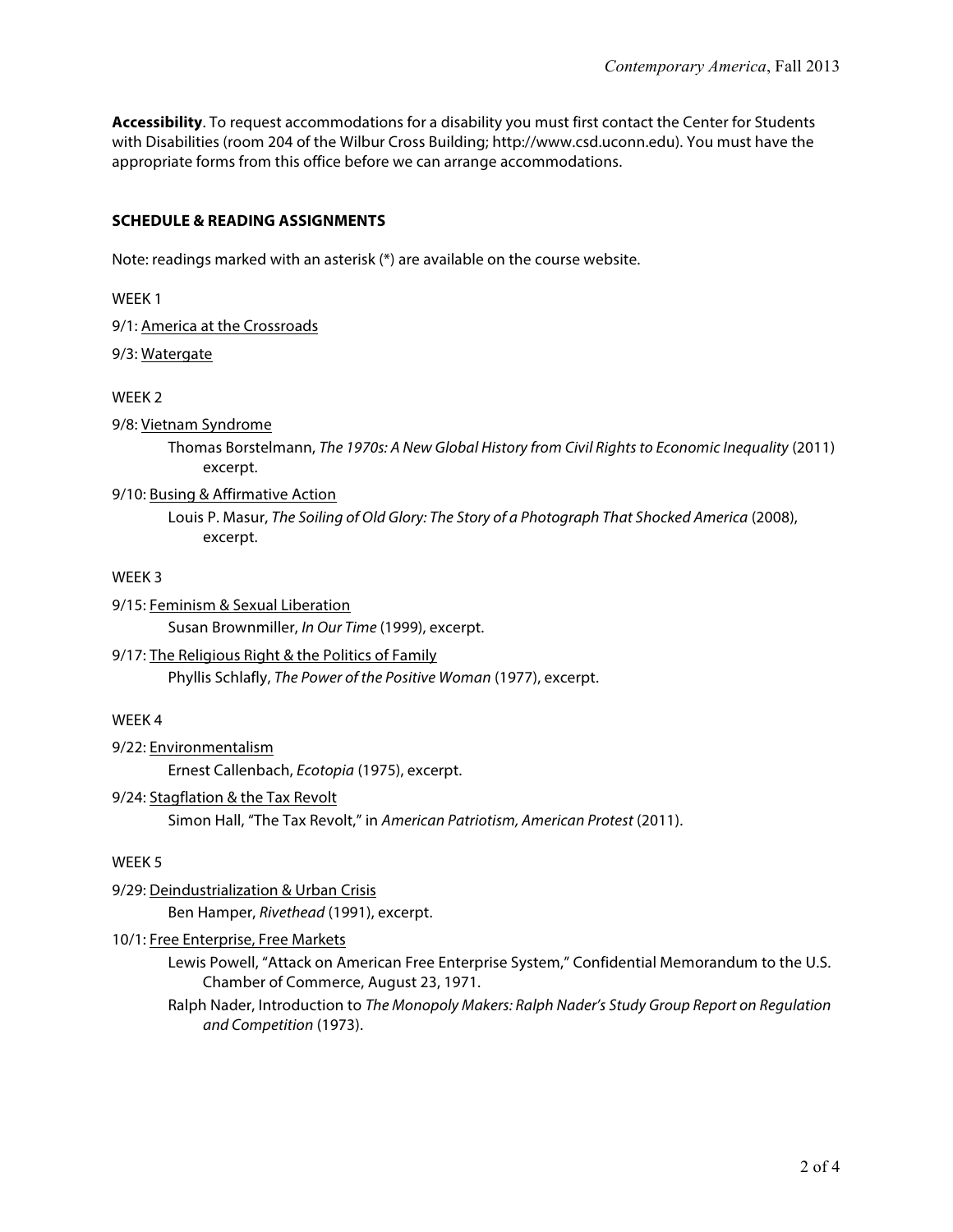**Accessibility**. To request accommodations for a disability you must first contact the Center for Students with Disabilities (room 204 of the Wilbur Cross Building; http://www.csd.uconn.edu). You must have the appropriate forms from this office before we can arrange accommodations.

## SCHEDULE & READING ASSIGNMENTS

Note: readings marked with an asterisk (*) are available on the course website.

WEEK 1

9/1: America at the Crossroads

9/3: Watergate

WEEK 2

9/8: Vietnam Syndrome

Thomas Borstelmann, *The 1970s: A New Global History from Civil Rights to Economic Inequality* (2011) excerpt.

9/10: Busing & Affirmative Action

Louis P. Masur, *The Soiling of Old Glory: The Story of a Photograph That Shocked America* (2008), excerpt.

WEEK 3

9/15: Feminism & Sexual Liberation

Susan Brownmiller, *In Our Time* (1999), excerpt.

9/17: The Religious Right & the Politics of Family

Phyllis Schlafly, *The Power of the Positive Woman* (1977), excerpt.

WEEK 4

9/22: Environmentalism

Ernest Callenbach, *Ecotopia* (1975), excerpt.

9/24: Stagflation & the Tax Revolt

Simon Hall, "The Tax Revolt," in *American Patriotism, American Protest* (2011).

WEEK 5

9/29: Deindustrialization & Urban Crisis

Ben Hamper, *Rivethead* (1991), excerpt.

10/1: Free Enterprise, Free Markets

Lewis Powell, "Attack on American Free Enterprise System," Confidential Memorandum to the U.S. Chamber of Commerce, August 23, 1971.

Ralph Nader, Introduction to *The Monopoly Makers: Ralph Nader's Study Group Report on Regulation and Competition* (1973).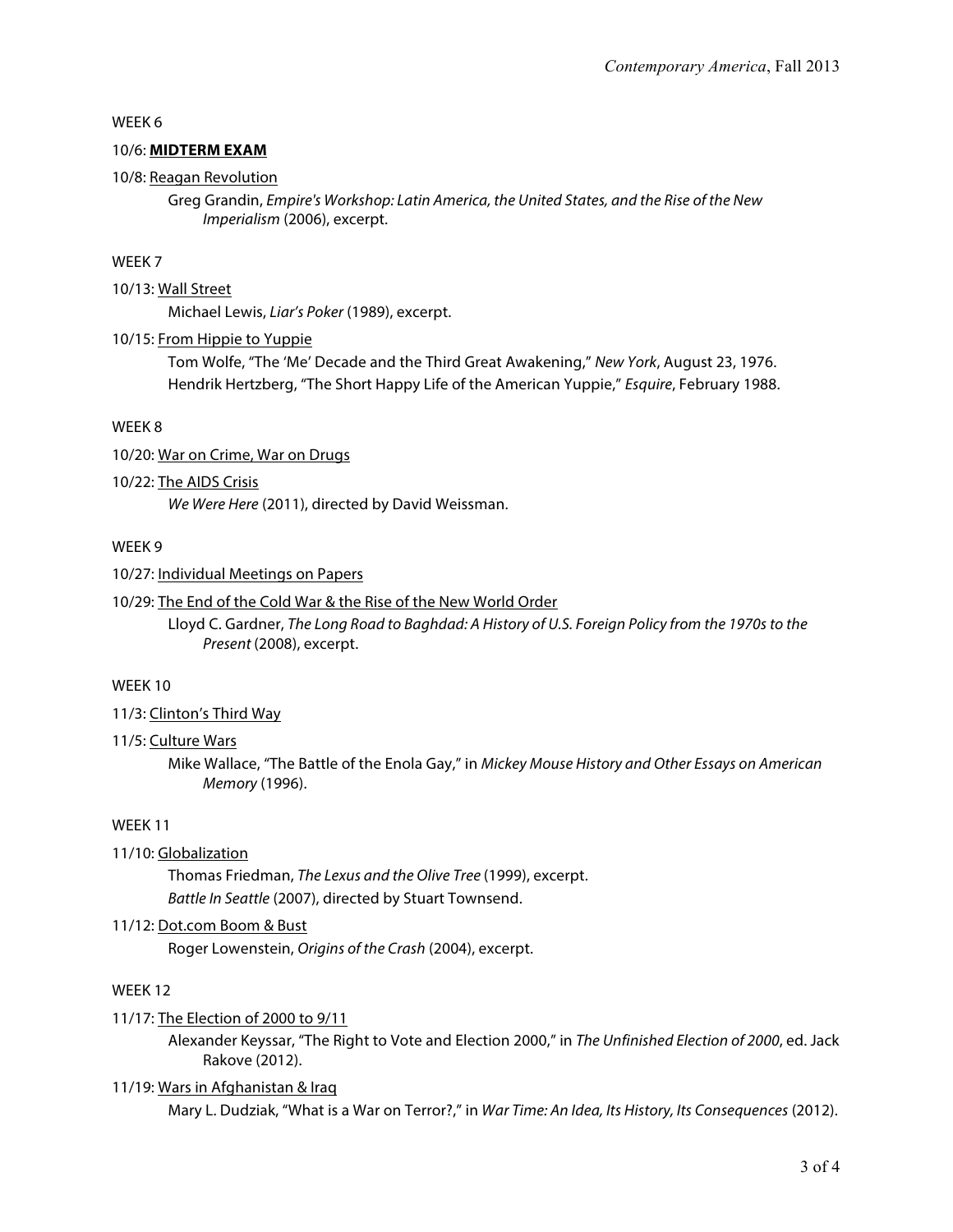WEEK 6

10/6: **MIDTERM EXAM**

10/8: Reagan Revolution

Greg Grandin, *Empire's Workshop: Latin America, the United States, and the Rise of the New Imperialism* (2006), excerpt.

WEEK 7

10/13: Wall Street

Michael Lewis, *Liar's Poker* (1989), excerpt.

10/15: From Hippie to Yuppie

Tom Wolfe, "The 'Me' Decade and the Third Great Awakening," *New York*, August 23, 1976.

Hendrik Hertzberg, "The Short Happy Life of the American Yuppie," *Esquire*, February 1988.

WEEK 8

10/20: War on Crime, War on Drugs

10/22: The AIDS Crisis

*We Were Here* (2011), directed by David Weissman.

WEEK 9

10/27: Individual Meetings on Papers

10/29: The End of the Cold War & the Rise of the New World Order

Lloyd C. Gardner, *The Long Road to Baghdad: A History of U.S. Foreign Policy from the 1970s to the Present* (2008), excerpt.

WEEK 10

11/3: Clinton's Third Way

11/5: Culture Wars

Mike Wallace, "The Battle of the Enola Gay," in *Mickey Mouse History and Other Essays on American Memory* (1996).

WEEK 11

11/10: Globalization

Thomas Friedman, *The Lexus and the Olive Tree* (1999), excerpt.

*Battle In Seattle* (2007), directed by Stuart Townsend.

11/12: Dot.com Boom & Bust

Roger Lowenstein, *Origins of the Crash* (2004), excerpt.

WEEK 12

11/17: The Election of 2000 to 9/11

Alexander Keyssar, "The Right to Vote and Election 2000," in *The Unfinished Election of 2000*, ed. Jack Rakove (2012).

11/19: Wars in Afghanistan & Iraq

Mary L. Dudziak, "What is a War on Terror?," in *War Time: An Idea, Its History, Its Consequences* (2012).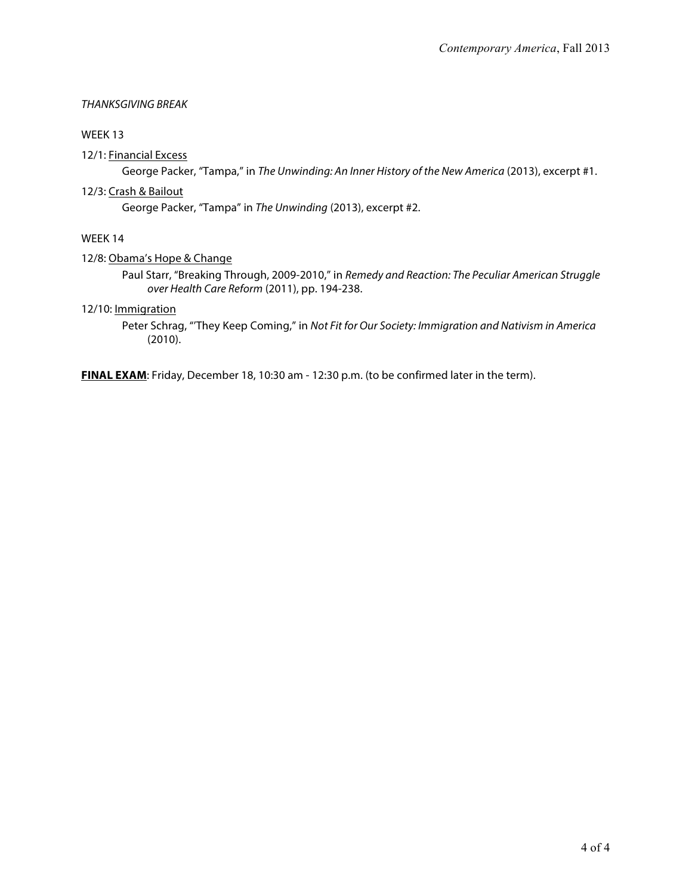*THANKSGIVING BREAK*

WEEK 13

12/1: Financial Excess

George Packer, "Tampa," in *The Unwinding: An Inner History of the New America* (2013), excerpt #1.

12/3: Crash & Bailout

George Packer, "Tampa" in *The Unwinding* (2013), excerpt #2.

WEEK 14

12/8: Obama's Hope & Change

Paul Starr, "Breaking Through, 2009-2010," in *Remedy and Reaction: The Peculiar American Struggle over Health Care Reform* (2011), pp. 194-238.

12/10: Immigration

Peter Schrag, "'They Keep Coming," in *Not Fit for Our Society: Immigration and Nativism in America* (2010).

**FINAL EXAM**: Friday, December 18, 10:30 am - 12:30 p.m. (to be confirmed later in the term).